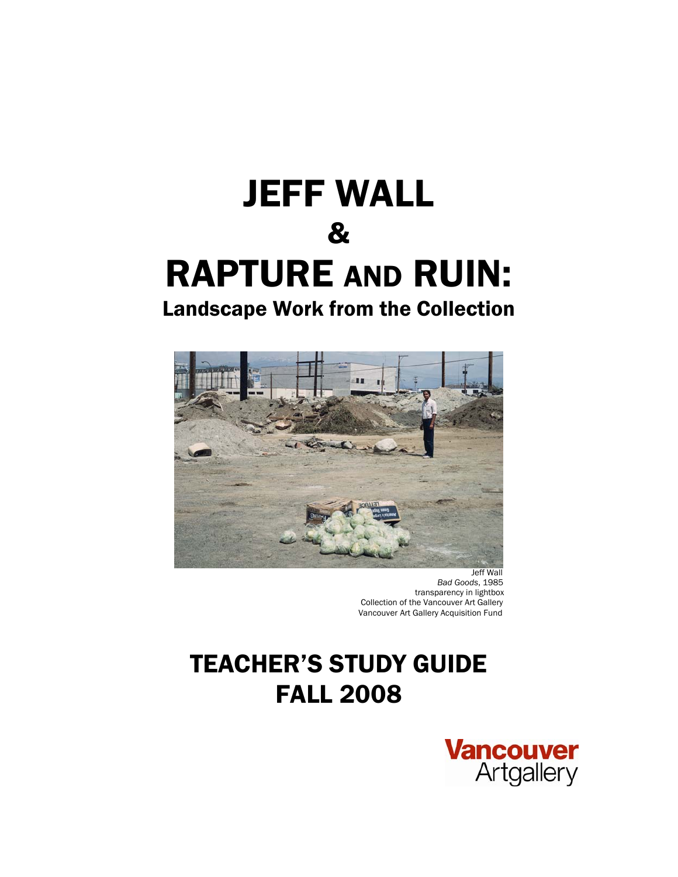# JEFF WALL
# &
# RAPTURE AND RUIN:
## Landscape Work from the Collection

Jeff Wall
*Bad Goods*, 1985
transparency in lightbox
Collection of the Vancouver Art Gallery
Vancouver Art Gallery Acquisition Fund

# TEACHER'S STUDY GUIDE
# FALL 2008

Vancouver Artgallery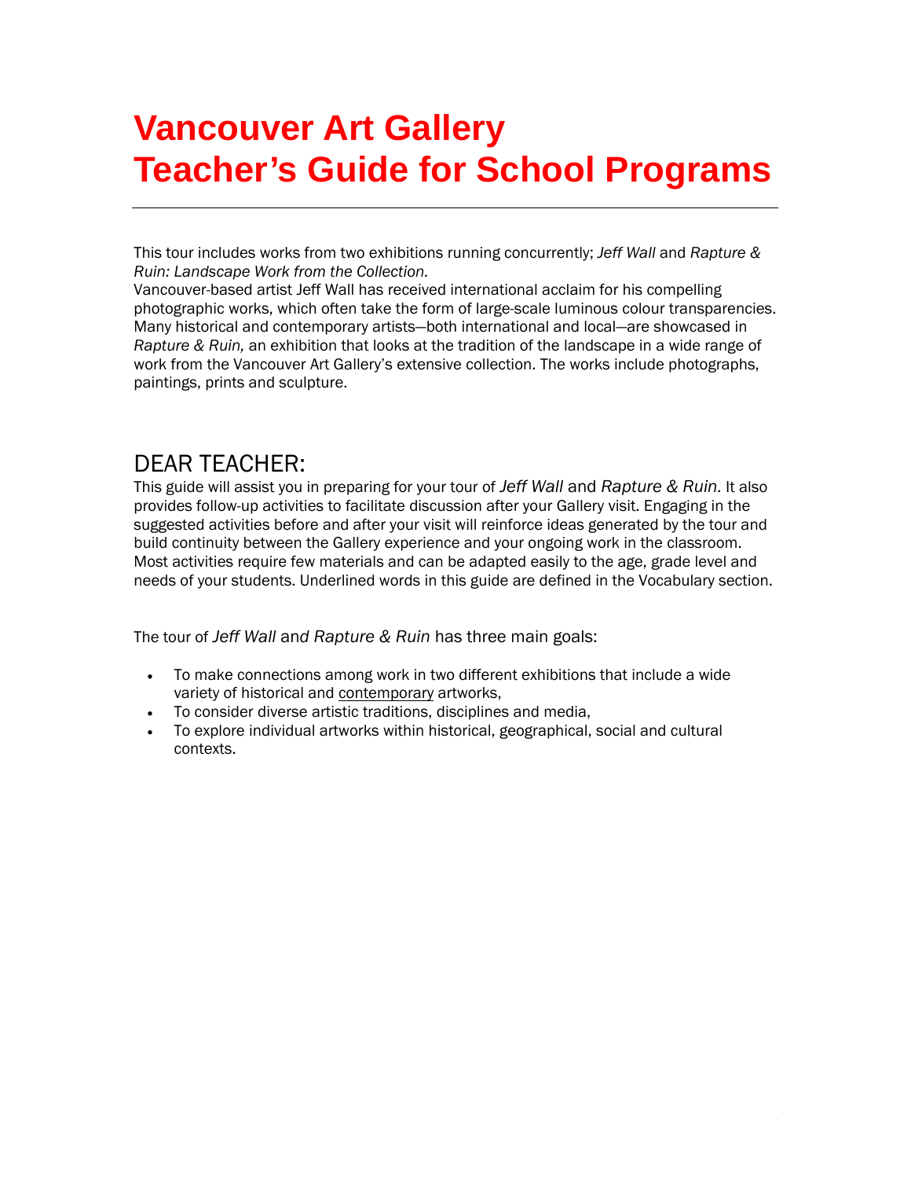# Vancouver Art Gallery
# Teacher's Guide for School Programs

This tour includes works from two exhibitions running concurrently; *Jeff Wall* and *Rapture & Ruin: Landscape Work from the Collection.*

Vancouver-based artist Jeff Wall has received international acclaim for his compelling photographic works, which often take the form of large-scale luminous colour transparencies. Many historical and contemporary artists—both international and local—are showcased in *Rapture & Ruin,* an exhibition that looks at the tradition of the landscape in a wide range of work from the Vancouver Art Gallery's extensive collection. The works include photographs, paintings, prints and sculpture.

## DEAR TEACHER:

This guide will assist you in preparing for your tour of *Jeff Wall* and *Rapture & Ruin.* It also provides follow-up activities to facilitate discussion after your Gallery visit. Engaging in the suggested activities before and after your visit will reinforce ideas generated by the tour and build continuity between the Gallery experience and your ongoing work in the classroom. Most activities require few materials and can be adapted easily to the age, grade level and needs of your students. Underlined words in this guide are defined in the Vocabulary section.

The tour of *Jeff Wall* and *Rapture & Ruin* has three main goals:

- To make connections among work in two different exhibitions that include a wide variety of historical and contemporary artworks,
- To consider diverse artistic traditions, disciplines and media,
- To explore individual artworks within historical, geographical, social and cultural contexts.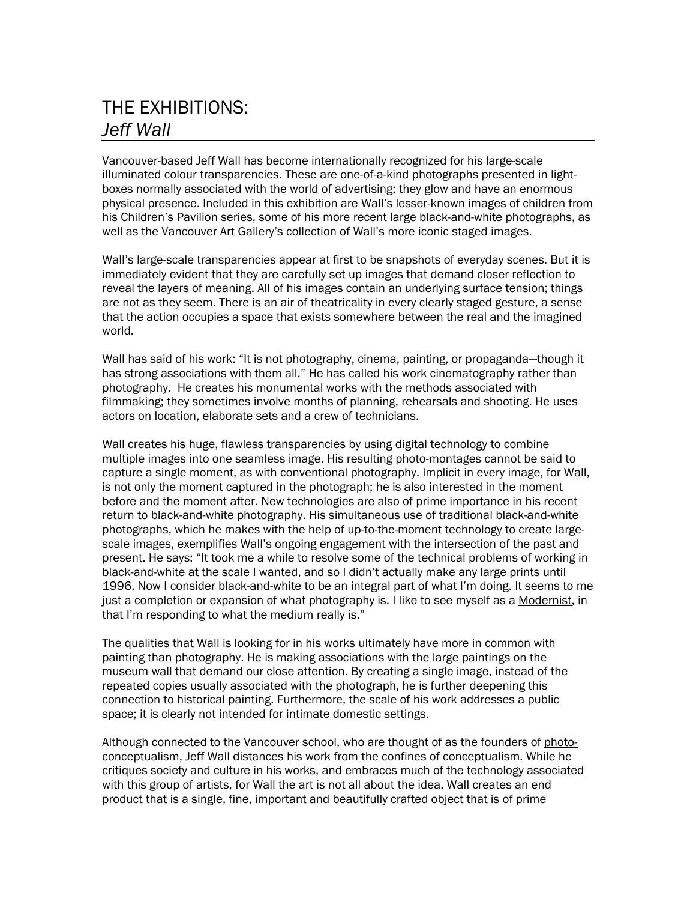# THE EXHIBITIONS:
## *Jeff Wall*

Vancouver-based Jeff Wall has become internationally recognized for his large-scale illuminated colour transparencies. These are one-of-a-kind photographs presented in light-boxes normally associated with the world of advertising; they glow and have an enormous physical presence. Included in this exhibition are Wall's lesser-known images of children from his Children's Pavilion series, some of his more recent large black-and-white photographs, as well as the Vancouver Art Gallery's collection of Wall's more iconic staged images.

Wall's large-scale transparencies appear at first to be snapshots of everyday scenes. But it is immediately evident that they are carefully set up images that demand closer reflection to reveal the layers of meaning. All of his images contain an underlying surface tension; things are not as they seem. There is an air of theatricality in every clearly staged gesture, a sense that the action occupies a space that exists somewhere between the real and the imagined world.

Wall has said of his work: "It is not photography, cinema, painting, or propaganda—though it has strong associations with them all." He has called his work cinematography rather than photography. He creates his monumental works with the methods associated with filmmaking; they sometimes involve months of planning, rehearsals and shooting. He uses actors on location, elaborate sets and a crew of technicians.

Wall creates his huge, flawless transparencies by using digital technology to combine multiple images into one seamless image. His resulting photo-montages cannot be said to capture a single moment, as with conventional photography. Implicit in every image, for Wall, is not only the moment captured in the photograph; he is also interested in the moment before and the moment after. New technologies are also of prime importance in his recent return to black-and-white photography. His simultaneous use of traditional black-and-white photographs, which he makes with the help of up-to-the-moment technology to create large-scale images, exemplifies Wall's ongoing engagement with the intersection of the past and present. He says: "It took me a while to resolve some of the technical problems of working in black-and-white at the scale I wanted, and so I didn't actually make any large prints until 1996. Now I consider black-and-white to be an integral part of what I'm doing. It seems to me just a completion or expansion of what photography is. I like to see myself as a Modernist, in that I'm responding to what the medium really is."

The qualities that Wall is looking for in his works ultimately have more in common with painting than photography. He is making associations with the large paintings on the museum wall that demand our close attention. By creating a single image, instead of the repeated copies usually associated with the photograph, he is further deepening this connection to historical painting. Furthermore, the scale of his work addresses a public space; it is clearly not intended for intimate domestic settings.

Although connected to the Vancouver school, who are thought of as the founders of photo-conceptualism, Jeff Wall distances his work from the confines of conceptualism. While he critiques society and culture in his works, and embraces much of the technology associated with this group of artists, for Wall the art is not all about the idea. Wall creates an end product that is a single, fine, important and beautifully crafted object that is of prime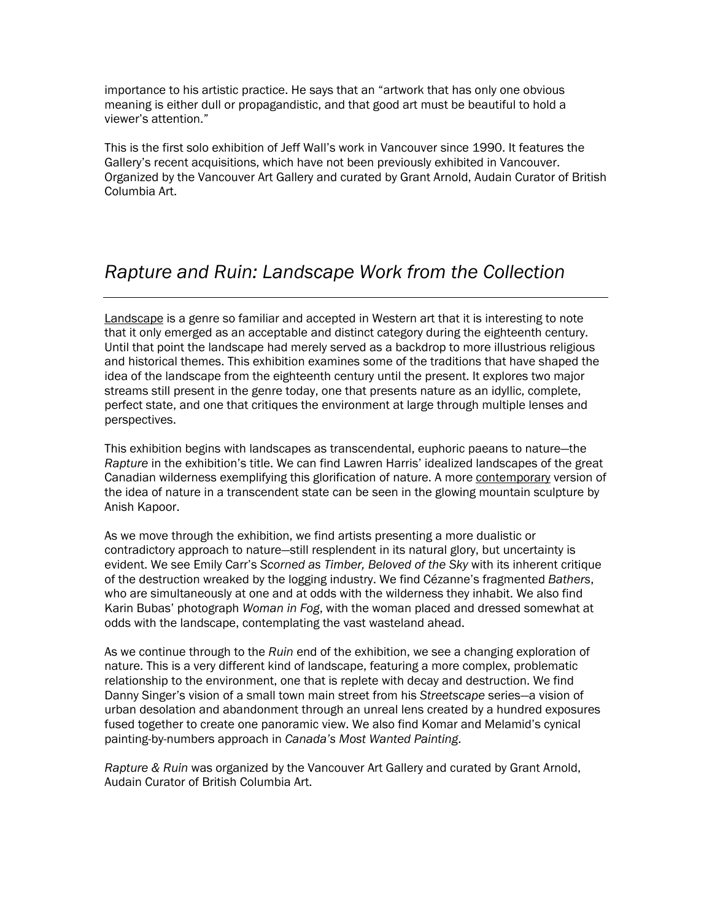importance to his artistic practice. He says that an "artwork that has only one obvious meaning is either dull or propagandistic, and that good art must be beautiful to hold a viewer's attention."

This is the first solo exhibition of Jeff Wall's work in Vancouver since 1990. It features the Gallery's recent acquisitions, which have not been previously exhibited in Vancouver. Organized by the Vancouver Art Gallery and curated by Grant Arnold, Audain Curator of British Columbia Art.

## *Rapture and Ruin: Landscape Work from the Collection*

Landscape is a genre so familiar and accepted in Western art that it is interesting to note that it only emerged as an acceptable and distinct category during the eighteenth century. Until that point the landscape had merely served as a backdrop to more illustrious religious and historical themes. This exhibition examines some of the traditions that have shaped the idea of the landscape from the eighteenth century until the present. It explores two major streams still present in the genre today, one that presents nature as an idyllic, complete, perfect state, and one that critiques the environment at large through multiple lenses and perspectives.

This exhibition begins with landscapes as transcendental, euphoric paeans to nature—the *Rapture* in the exhibition's title. We can find Lawren Harris' idealized landscapes of the great Canadian wilderness exemplifying this glorification of nature. A more contemporary version of the idea of nature in a transcendent state can be seen in the glowing mountain sculpture by Anish Kapoor.

As we move through the exhibition, we find artists presenting a more dualistic or contradictory approach to nature—still resplendent in its natural glory, but uncertainty is evident. We see Emily Carr's *Scorned as Timber, Beloved of the Sky* with its inherent critique of the destruction wreaked by the logging industry. We find Cézanne's fragmented *Bathers*, who are simultaneously at one and at odds with the wilderness they inhabit. We also find Karin Bubas' photograph *Woman in Fog*, with the woman placed and dressed somewhat at odds with the landscape, contemplating the vast wasteland ahead.

As we continue through to the *Ruin* end of the exhibition, we see a changing exploration of nature. This is a very different kind of landscape, featuring a more complex, problematic relationship to the environment, one that is replete with decay and destruction. We find Danny Singer's vision of a small town main street from his *Streetscape* series—a vision of urban desolation and abandonment through an unreal lens created by a hundred exposures fused together to create one panoramic view. We also find Komar and Melamid's cynical painting-by-numbers approach in *Canada's Most Wanted Painting*.

*Rapture & Ruin* was organized by the Vancouver Art Gallery and curated by Grant Arnold, Audain Curator of British Columbia Art.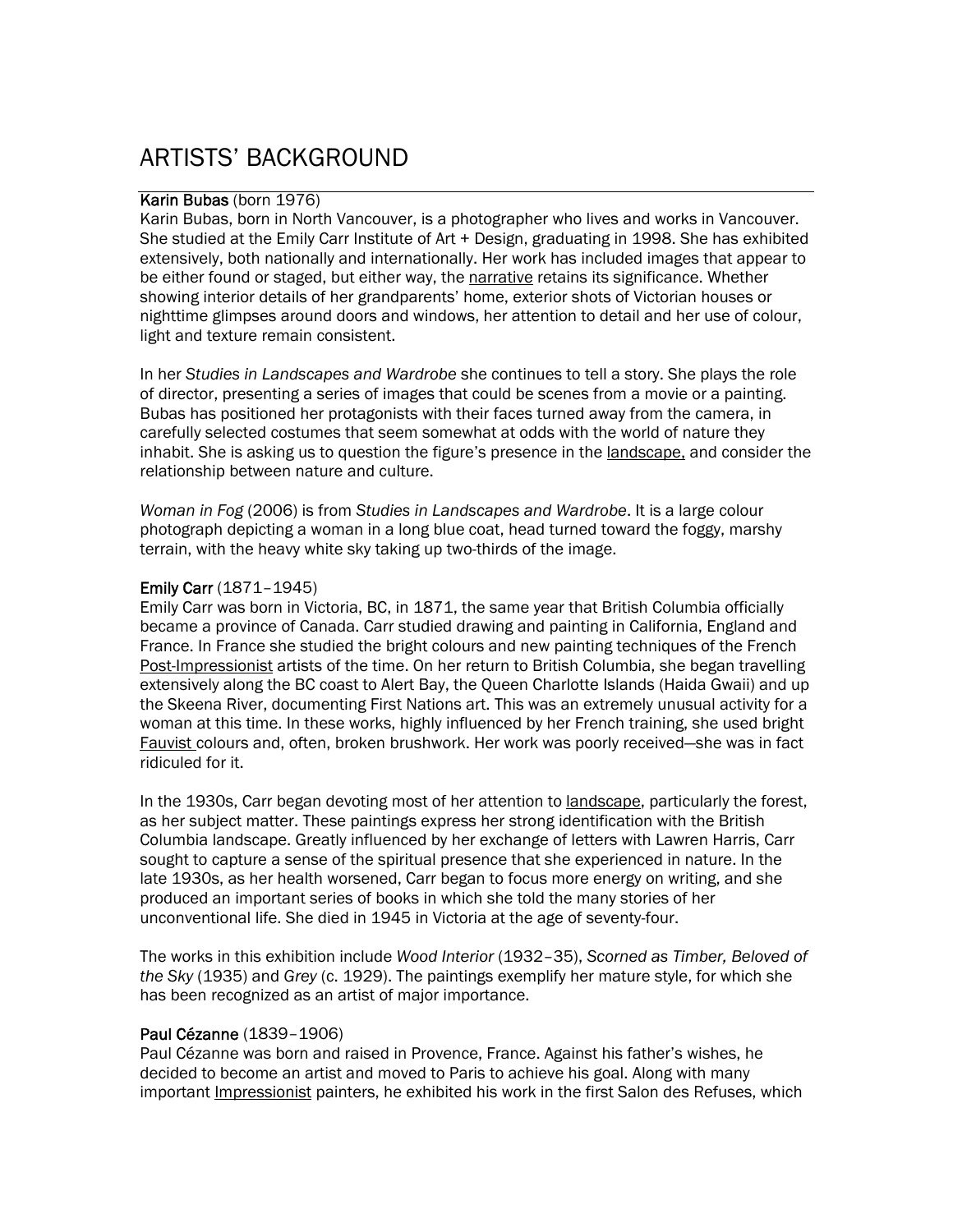# ARTISTS' BACKGROUND

**Karin Bubas** (born 1976)
Karin Bubas, born in North Vancouver, is a photographer who lives and works in Vancouver. She studied at the Emily Carr Institute of Art + Design, graduating in 1998. She has exhibited extensively, both nationally and internationally. Her work has included images that appear to be either found or staged, but either way, the narrative retains its significance. Whether showing interior details of her grandparents' home, exterior shots of Victorian houses or nighttime glimpses around doors and windows, her attention to detail and her use of colour, light and texture remain consistent.

In her *Studies in Landscapes and Wardrobe* she continues to tell a story. She plays the role of director, presenting a series of images that could be scenes from a movie or a painting. Bubas has positioned her protagonists with their faces turned away from the camera, in carefully selected costumes that seem somewhat at odds with the world of nature they inhabit. She is asking us to question the figure's presence in the landscape, and consider the relationship between nature and culture.

*Woman in Fog* (2006) is from *Studies in Landscapes and Wardrobe*. It is a large colour photograph depicting a woman in a long blue coat, head turned toward the foggy, marshy terrain, with the heavy white sky taking up two-thirds of the image.

**Emily Carr** (1871–1945)
Emily Carr was born in Victoria, BC, in 1871, the same year that British Columbia officially became a province of Canada. Carr studied drawing and painting in California, England and France. In France she studied the bright colours and new painting techniques of the French Post-Impressionist artists of the time. On her return to British Columbia, she began travelling extensively along the BC coast to Alert Bay, the Queen Charlotte Islands (Haida Gwaii) and up the Skeena River, documenting First Nations art. This was an extremely unusual activity for a woman at this time. In these works, highly influenced by her French training, she used bright Fauvist colours and, often, broken brushwork. Her work was poorly received—she was in fact ridiculed for it.

In the 1930s, Carr began devoting most of her attention to landscape, particularly the forest, as her subject matter. These paintings express her strong identification with the British Columbia landscape. Greatly influenced by her exchange of letters with Lawren Harris, Carr sought to capture a sense of the spiritual presence that she experienced in nature. In the late 1930s, as her health worsened, Carr began to focus more energy on writing, and she produced an important series of books in which she told the many stories of her unconventional life. She died in 1945 in Victoria at the age of seventy-four.

The works in this exhibition include *Wood Interior* (1932–35), *Scorned as Timber, Beloved of the Sky* (1935) and *Grey* (c. 1929). The paintings exemplify her mature style, for which she has been recognized as an artist of major importance.

**Paul Cézanne** (1839–1906)
Paul Cézanne was born and raised in Provence, France. Against his father's wishes, he decided to become an artist and moved to Paris to achieve his goal. Along with many important Impressionist painters, he exhibited his work in the first Salon des Refuses, which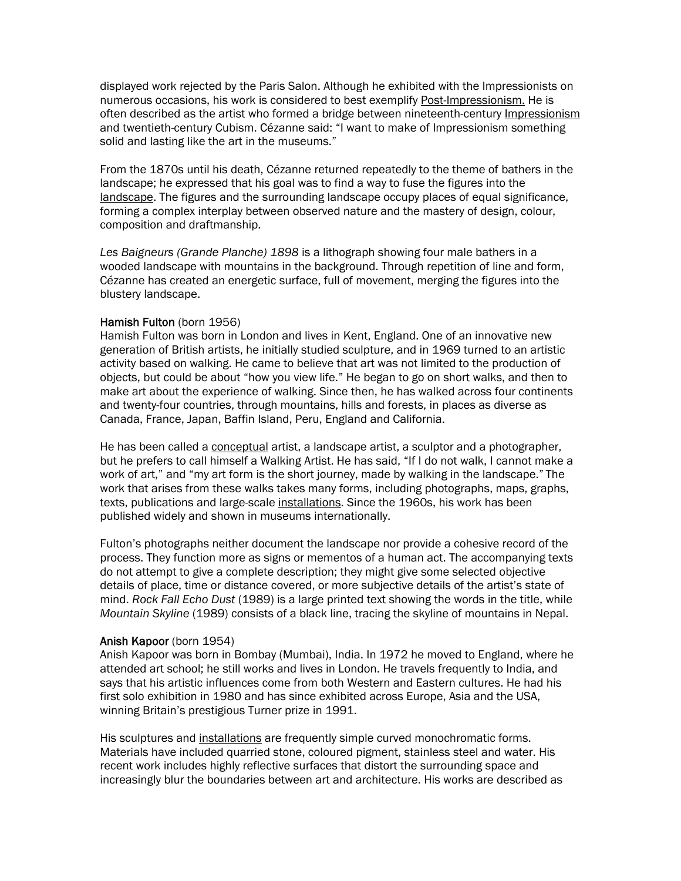displayed work rejected by the Paris Salon. Although he exhibited with the Impressionists on numerous occasions, his work is considered to best exemplify Post-Impressionism. He is often described as the artist who formed a bridge between nineteenth-century Impressionism and twentieth-century Cubism. Cézanne said: "I want to make of Impressionism something solid and lasting like the art in the museums."

From the 1870s until his death, Cézanne returned repeatedly to the theme of bathers in the landscape; he expressed that his goal was to find a way to fuse the figures into the landscape. The figures and the surrounding landscape occupy places of equal significance, forming a complex interplay between observed nature and the mastery of design, colour, composition and draftmanship.

*Les Baigneurs (Grande Planche) 1898* is a lithograph showing four male bathers in a wooded landscape with mountains in the background. Through repetition of line and form, Cézanne has created an energetic surface, full of movement, merging the figures into the blustery landscape.

**Hamish Fulton** (born 1956)

Hamish Fulton was born in London and lives in Kent, England. One of an innovative new generation of British artists, he initially studied sculpture, and in 1969 turned to an artistic activity based on walking. He came to believe that art was not limited to the production of objects, but could be about "how you view life." He began to go on short walks, and then to make art about the experience of walking. Since then, he has walked across four continents and twenty-four countries, through mountains, hills and forests, in places as diverse as Canada, France, Japan, Baffin Island, Peru, England and California.

He has been called a conceptual artist, a landscape artist, a sculptor and a photographer, but he prefers to call himself a Walking Artist. He has said, "If I do not walk, I cannot make a work of art," and "my art form is the short journey, made by walking in the landscape." The work that arises from these walks takes many forms, including photographs, maps, graphs, texts, publications and large-scale installations. Since the 1960s, his work has been published widely and shown in museums internationally.

Fulton's photographs neither document the landscape nor provide a cohesive record of the process. They function more as signs or mementos of a human act. The accompanying texts do not attempt to give a complete description; they might give some selected objective details of place, time or distance covered, or more subjective details of the artist's state of mind. *Rock Fall Echo Dust* (1989) is a large printed text showing the words in the title, while *Mountain Skyline* (1989) consists of a black line, tracing the skyline of mountains in Nepal.

**Anish Kapoor** (born 1954)

Anish Kapoor was born in Bombay (Mumbai), India. In 1972 he moved to England, where he attended art school; he still works and lives in London. He travels frequently to India, and says that his artistic influences come from both Western and Eastern cultures. He had his first solo exhibition in 1980 and has since exhibited across Europe, Asia and the USA, winning Britain's prestigious Turner prize in 1991.

His sculptures and installations are frequently simple curved monochromatic forms. Materials have included quarried stone, coloured pigment, stainless steel and water. His recent work includes highly reflective surfaces that distort the surrounding space and increasingly blur the boundaries between art and architecture. His works are described as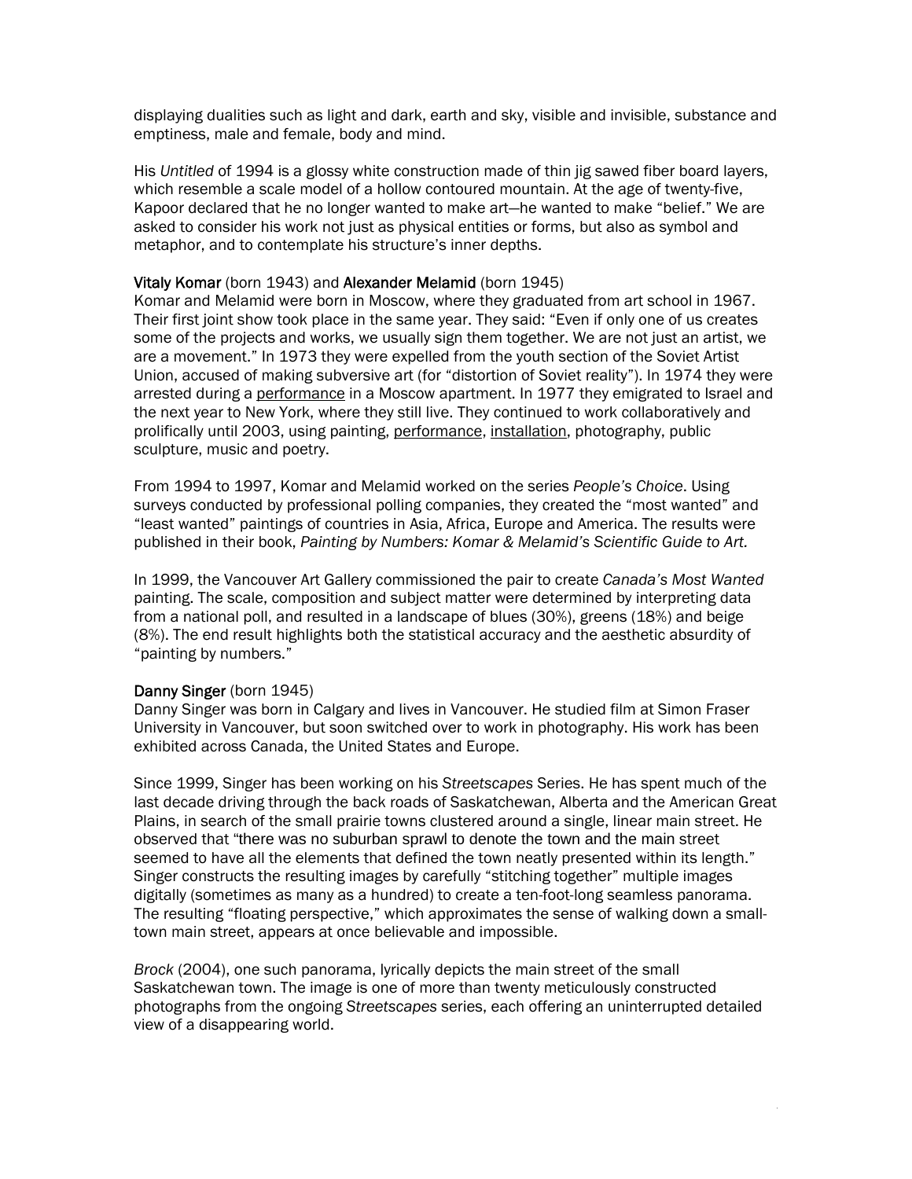displaying dualities such as light and dark, earth and sky, visible and invisible, substance and emptiness, male and female, body and mind.

His *Untitled* of 1994 is a glossy white construction made of thin jig sawed fiber board layers, which resemble a scale model of a hollow contoured mountain. At the age of twenty-five, Kapoor declared that he no longer wanted to make art—he wanted to make "belief." We are asked to consider his work not just as physical entities or forms, but also as symbol and metaphor, and to contemplate his structure's inner depths.

**Vitaly Komar** (born 1943) and **Alexander Melamid** (born 1945)
Komar and Melamid were born in Moscow, where they graduated from art school in 1967. Their first joint show took place in the same year. They said: "Even if only one of us creates some of the projects and works, we usually sign them together. We are not just an artist, we are a movement." In 1973 they were expelled from the youth section of the Soviet Artist Union, accused of making subversive art (for "distortion of Soviet reality"). In 1974 they were arrested during a performance in a Moscow apartment. In 1977 they emigrated to Israel and the next year to New York, where they still live. They continued to work collaboratively and prolifically until 2003, using painting, performance, installation, photography, public sculpture, music and poetry.

From 1994 to 1997, Komar and Melamid worked on the series *People's Choice*. Using surveys conducted by professional polling companies, they created the "most wanted" and "least wanted" paintings of countries in Asia, Africa, Europe and America. The results were published in their book, *Painting by Numbers: Komar & Melamid's Scientific Guide to Art.*

In 1999, the Vancouver Art Gallery commissioned the pair to create *Canada's Most Wanted* painting. The scale, composition and subject matter were determined by interpreting data from a national poll, and resulted in a landscape of blues (30%), greens (18%) and beige (8%). The end result highlights both the statistical accuracy and the aesthetic absurdity of "painting by numbers."

**Danny Singer** (born 1945)
Danny Singer was born in Calgary and lives in Vancouver. He studied film at Simon Fraser University in Vancouver, but soon switched over to work in photography. His work has been exhibited across Canada, the United States and Europe.

Since 1999, Singer has been working on his *Streetscapes* Series. He has spent much of the last decade driving through the back roads of Saskatchewan, Alberta and the American Great Plains, in search of the small prairie towns clustered around a single, linear main street. He observed that "there was no suburban sprawl to denote the town and the main street seemed to have all the elements that defined the town neatly presented within its length." Singer constructs the resulting images by carefully "stitching together" multiple images digitally (sometimes as many as a hundred) to create a ten-foot-long seamless panorama. The resulting "floating perspective," which approximates the sense of walking down a small-town main street, appears at once believable and impossible.

*Brock* (2004), one such panorama, lyrically depicts the main street of the small Saskatchewan town. The image is one of more than twenty meticulously constructed photographs from the ongoing *Streetscapes* series, each offering an uninterrupted detailed view of a disappearing world.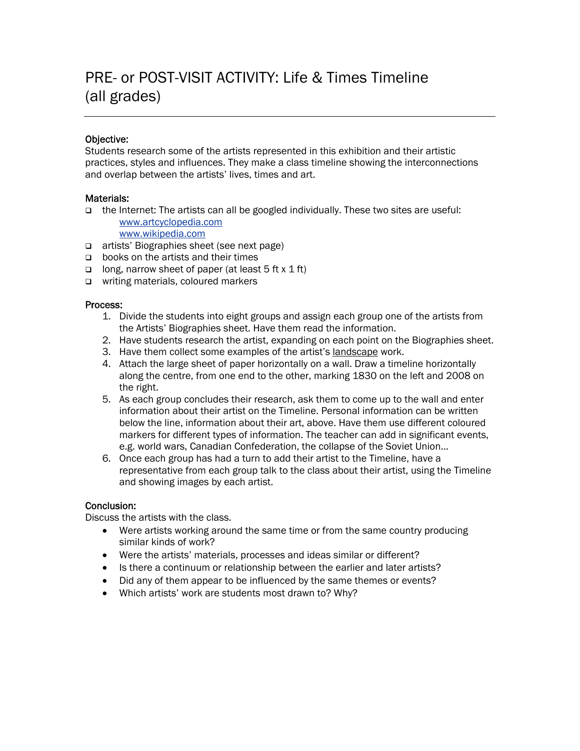# PRE- or POST-VISIT ACTIVITY: Life & Times Timeline (all grades)

**Objective:**
Students research some of the artists represented in this exhibition and their artistic practices, styles and influences. They make a class timeline showing the interconnections and overlap between the artists' lives, times and art.

**Materials:**

- the Internet: The artists can all be googled individually. These two sites are useful:
  www.artcyclopedia.com
  www.wikipedia.com
- artists' Biographies sheet (see next page)
- books on the artists and their times
- long, narrow sheet of paper (at least 5 ft x 1 ft)
- writing materials, coloured markers

**Process:**

1. Divide the students into eight groups and assign each group one of the artists from the Artists' Biographies sheet. Have them read the information.
2. Have students research the artist, expanding on each point on the Biographies sheet.
3. Have them collect some examples of the artist's <u>landscape</u> work.
4. Attach the large sheet of paper horizontally on a wall. Draw a timeline horizontally along the centre, from one end to the other, marking 1830 on the left and 2008 on the right.
5. As each group concludes their research, ask them to come up to the wall and enter information about their artist on the Timeline. Personal information can be written below the line, information about their art, above. Have them use different coloured markers for different types of information. The teacher can add in significant events, e.g. world wars, Canadian Confederation, the collapse of the Soviet Union…
6. Once each group has had a turn to add their artist to the Timeline, have a representative from each group talk to the class about their artist, using the Timeline and showing images by each artist.

**Conclusion:**
Discuss the artists with the class.

- Were artists working around the same time or from the same country producing similar kinds of work?
- Were the artists' materials, processes and ideas similar or different?
- Is there a continuum or relationship between the earlier and later artists?
- Did any of them appear to be influenced by the same themes or events?
- Which artists' work are students most drawn to? Why?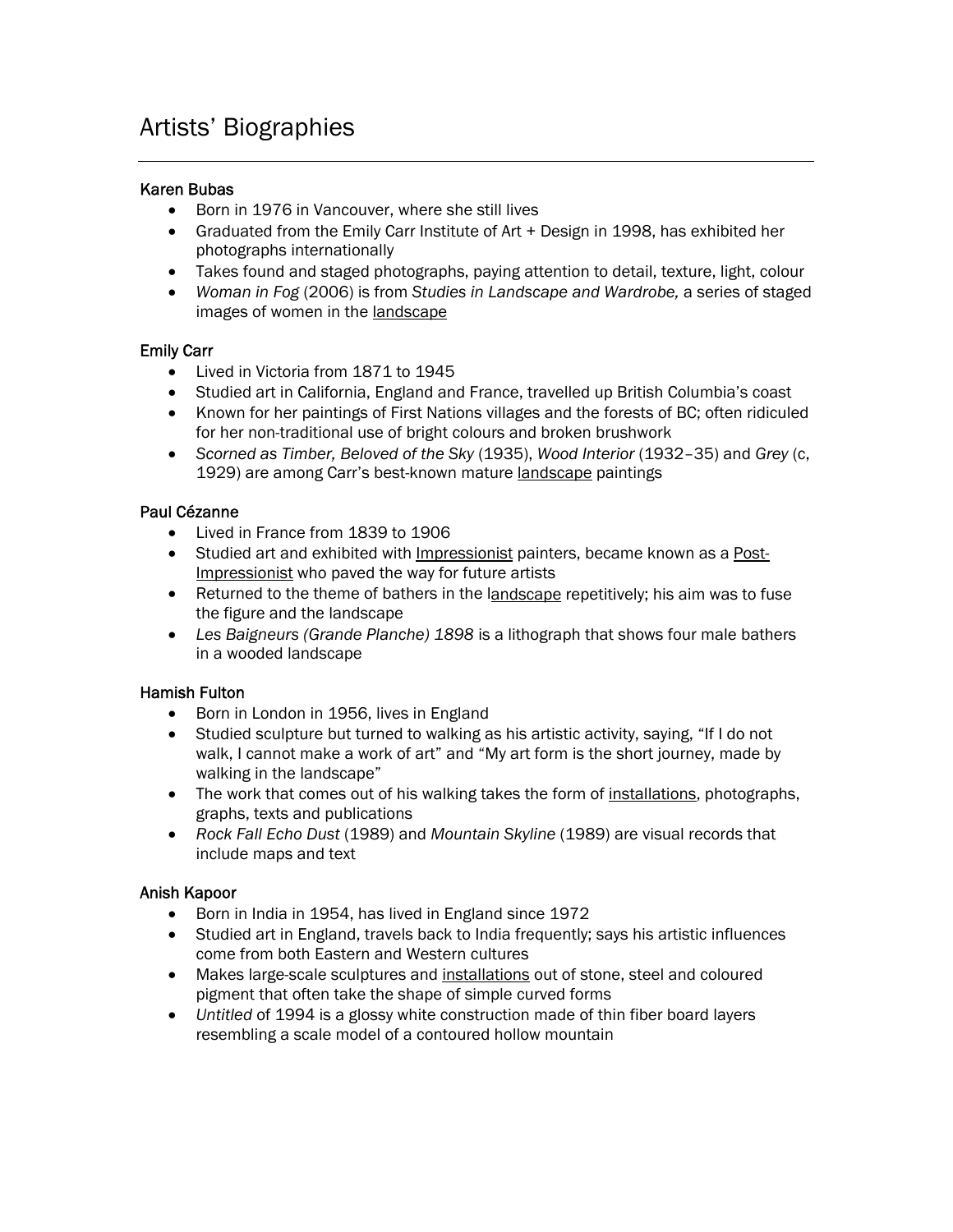# Artists' Biographies

---

### Karen Bubas

- Born in 1976 in Vancouver, where she still lives
- Graduated from the Emily Carr Institute of Art + Design in 1998, has exhibited her photographs internationally
- Takes found and staged photographs, paying attention to detail, texture, light, colour
- *Woman in Fog* (2006) is from *Studies in Landscape and Wardrobe,* a series of staged images of women in the landscape

### Emily Carr

- Lived in Victoria from 1871 to 1945
- Studied art in California, England and France, travelled up British Columbia's coast
- Known for her paintings of First Nations villages and the forests of BC; often ridiculed for her non-traditional use of bright colours and broken brushwork
- *Scorned as Timber, Beloved of the Sky* (1935), *Wood Interior* (1932–35) and *Grey* (c, 1929) are among Carr's best-known mature landscape paintings

### Paul Cézanne

- Lived in France from 1839 to 1906
- Studied art and exhibited with Impressionist painters, became known as a Post-Impressionist who paved the way for future artists
- Returned to the theme of bathers in the landscape repetitively; his aim was to fuse the figure and the landscape
- *Les Baigneurs (Grande Planche) 1898* is a lithograph that shows four male bathers in a wooded landscape

### Hamish Fulton

- Born in London in 1956, lives in England
- Studied sculpture but turned to walking as his artistic activity, saying, "If I do not walk, I cannot make a work of art" and "My art form is the short journey, made by walking in the landscape"
- The work that comes out of his walking takes the form of installations, photographs, graphs, texts and publications
- *Rock Fall Echo Dust* (1989) and *Mountain Skyline* (1989) are visual records that include maps and text

### Anish Kapoor

- Born in India in 1954, has lived in England since 1972
- Studied art in England, travels back to India frequently; says his artistic influences come from both Eastern and Western cultures
- Makes large-scale sculptures and installations out of stone, steel and coloured pigment that often take the shape of simple curved forms
- *Untitled* of 1994 is a glossy white construction made of thin fiber board layers resembling a scale model of a contoured hollow mountain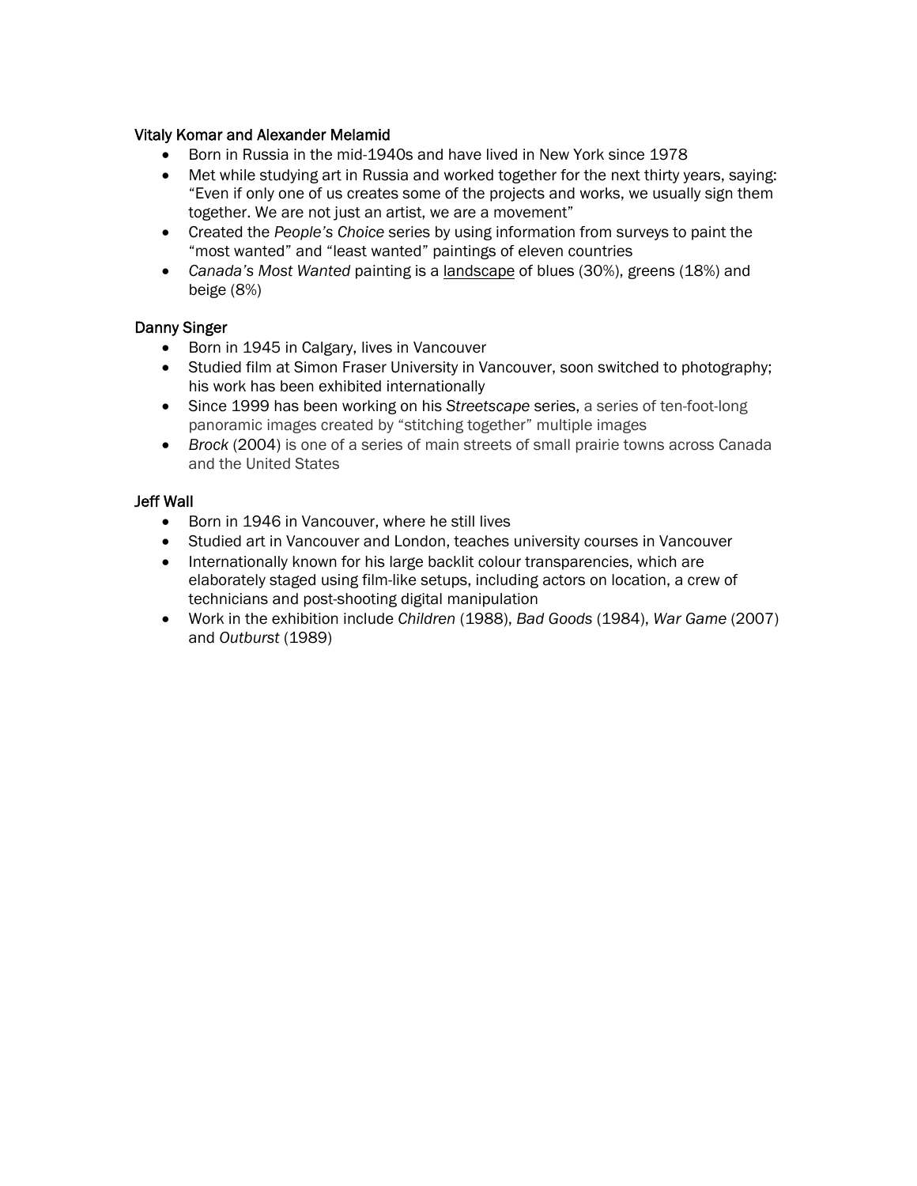### Vitaly Komar and Alexander Melamid

- Born in Russia in the mid-1940s and have lived in New York since 1978
- Met while studying art in Russia and worked together for the next thirty years, saying: "Even if only one of us creates some of the projects and works, we usually sign them together. We are not just an artist, we are a movement"
- Created the *People's Choice* series by using information from surveys to paint the "most wanted" and "least wanted" paintings of eleven countries
- *Canada's Most Wanted* painting is a <u>landscape</u> of blues (30%), greens (18%) and beige (8%)

### Danny Singer

- Born in 1945 in Calgary, lives in Vancouver
- Studied film at Simon Fraser University in Vancouver, soon switched to photography; his work has been exhibited internationally
- Since 1999 has been working on his *Streetscape* series, a series of ten-foot-long panoramic images created by "stitching together" multiple images
- *Brock* (2004) is one of a series of main streets of small prairie towns across Canada and the United States

### Jeff Wall

- Born in 1946 in Vancouver, where he still lives
- Studied art in Vancouver and London, teaches university courses in Vancouver
- Internationally known for his large backlit colour transparencies, which are elaborately staged using film-like setups, including actors on location, a crew of technicians and post-shooting digital manipulation
- Work in the exhibition include *Children* (1988), *Bad Goods* (1984), *War Game* (2007) and *Outburst* (1989)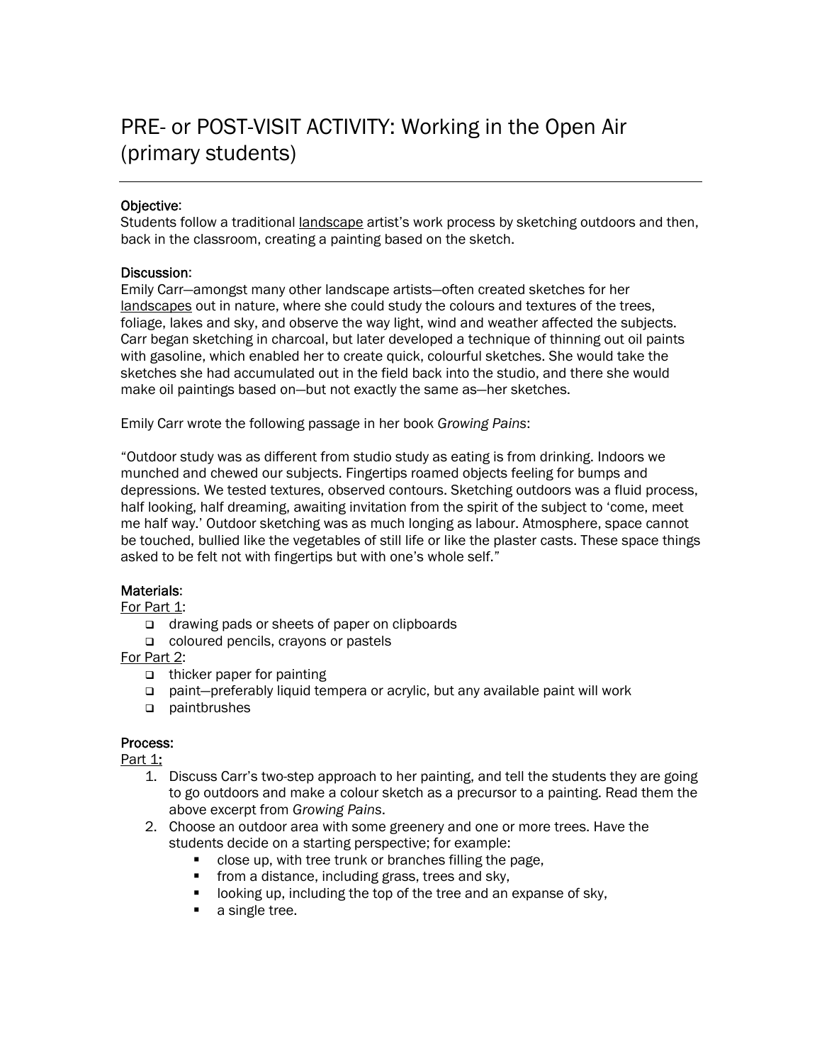# PRE- or POST-VISIT ACTIVITY: Working in the Open Air (primary students)

**Objective:**
Students follow a traditional landscape artist's work process by sketching outdoors and then, back in the classroom, creating a painting based on the sketch.

**Discussion:**
Emily Carr—amongst many other landscape artists—often created sketches for her landscapes out in nature, where she could study the colours and textures of the trees, foliage, lakes and sky, and observe the way light, wind and weather affected the subjects. Carr began sketching in charcoal, but later developed a technique of thinning out oil paints with gasoline, which enabled her to create quick, colourful sketches. She would take the sketches she had accumulated out in the field back into the studio, and there she would make oil paintings based on—but not exactly the same as—her sketches.

Emily Carr wrote the following passage in her book *Growing Pains*:

"Outdoor study was as different from studio study as eating is from drinking. Indoors we munched and chewed our subjects. Fingertips roamed objects feeling for bumps and depressions. We tested textures, observed contours. Sketching outdoors was a fluid process, half looking, half dreaming, awaiting invitation from the spirit of the subject to 'come, meet me half way.' Outdoor sketching was as much longing as labour. Atmosphere, space cannot be touched, bullied like the vegetables of still life or like the plaster casts. These space things asked to be felt not with fingertips but with one's whole self."

**Materials:**

For Part 1:

- drawing pads or sheets of paper on clipboards
- coloured pencils, crayons or pastels

For Part 2:

- thicker paper for painting
- paint—preferably liquid tempera or acrylic, but any available paint will work
- paintbrushes

**Process:**

Part 1:

1. Discuss Carr's two-step approach to her painting, and tell the students they are going to go outdoors and make a colour sketch as a precursor to a painting. Read them the above excerpt from *Growing Pains*.
2. Choose an outdoor area with some greenery and one or more trees. Have the students decide on a starting perspective; for example:
   - close up, with tree trunk or branches filling the page,
   - from a distance, including grass, trees and sky,
   - looking up, including the top of the tree and an expanse of sky,
   - a single tree.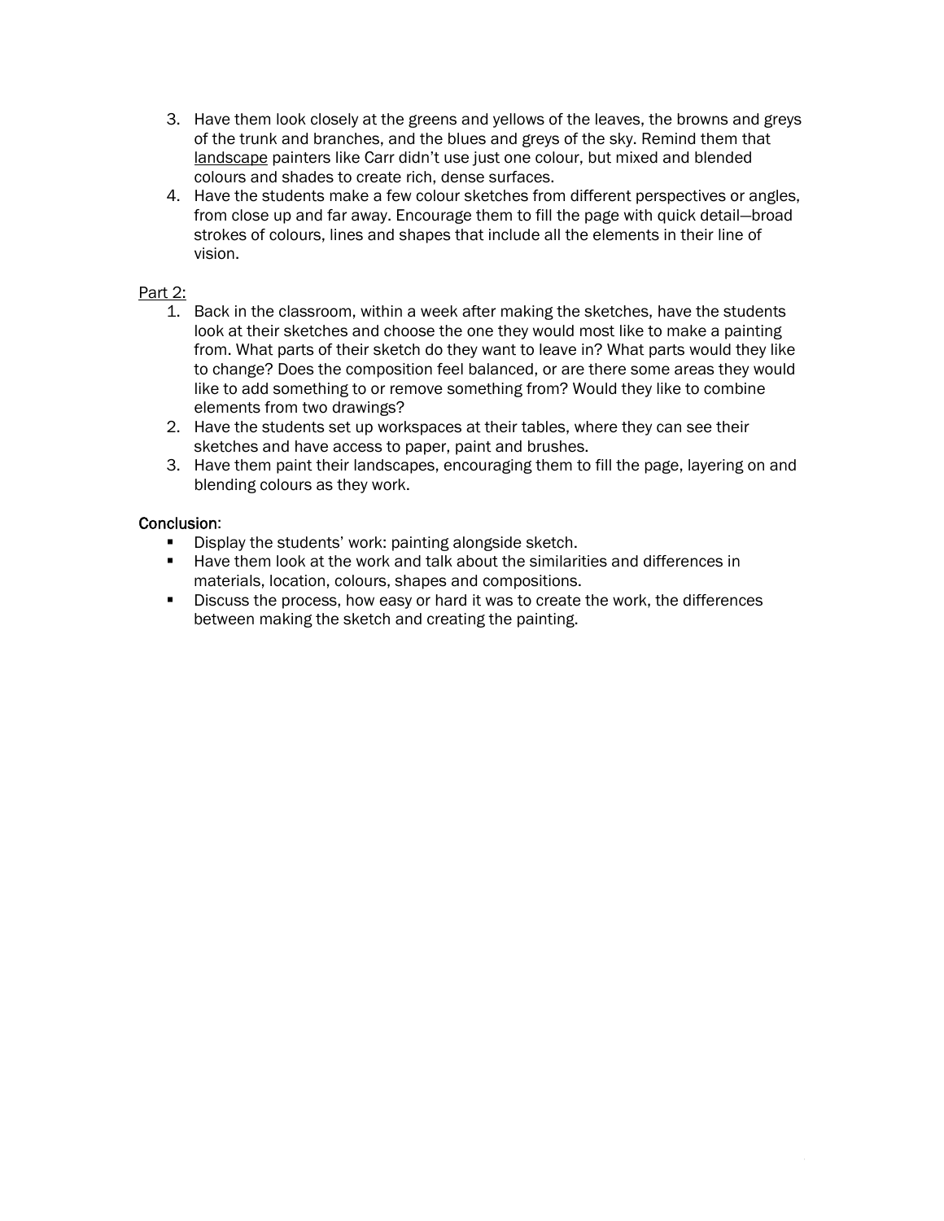3. Have them look closely at the greens and yellows of the leaves, the browns and greys of the trunk and branches, and the blues and greys of the sky. Remind them that landscape painters like Carr didn't use just one colour, but mixed and blended colours and shades to create rich, dense surfaces.
4. Have the students make a few colour sketches from different perspectives or angles, from close up and far away. Encourage them to fill the page with quick detail—broad strokes of colours, lines and shapes that include all the elements in their line of vision.

Part 2:

1. Back in the classroom, within a week after making the sketches, have the students look at their sketches and choose the one they would most like to make a painting from. What parts of their sketch do they want to leave in? What parts would they like to change? Does the composition feel balanced, or are there some areas they would like to add something to or remove something from? Would they like to combine elements from two drawings?
2. Have the students set up workspaces at their tables, where they can see their sketches and have access to paper, paint and brushes.
3. Have them paint their landscapes, encouraging them to fill the page, layering on and blending colours as they work.

Conclusion:

- Display the students' work: painting alongside sketch.
- Have them look at the work and talk about the similarities and differences in materials, location, colours, shapes and compositions.
- Discuss the process, how easy or hard it was to create the work, the differences between making the sketch and creating the painting.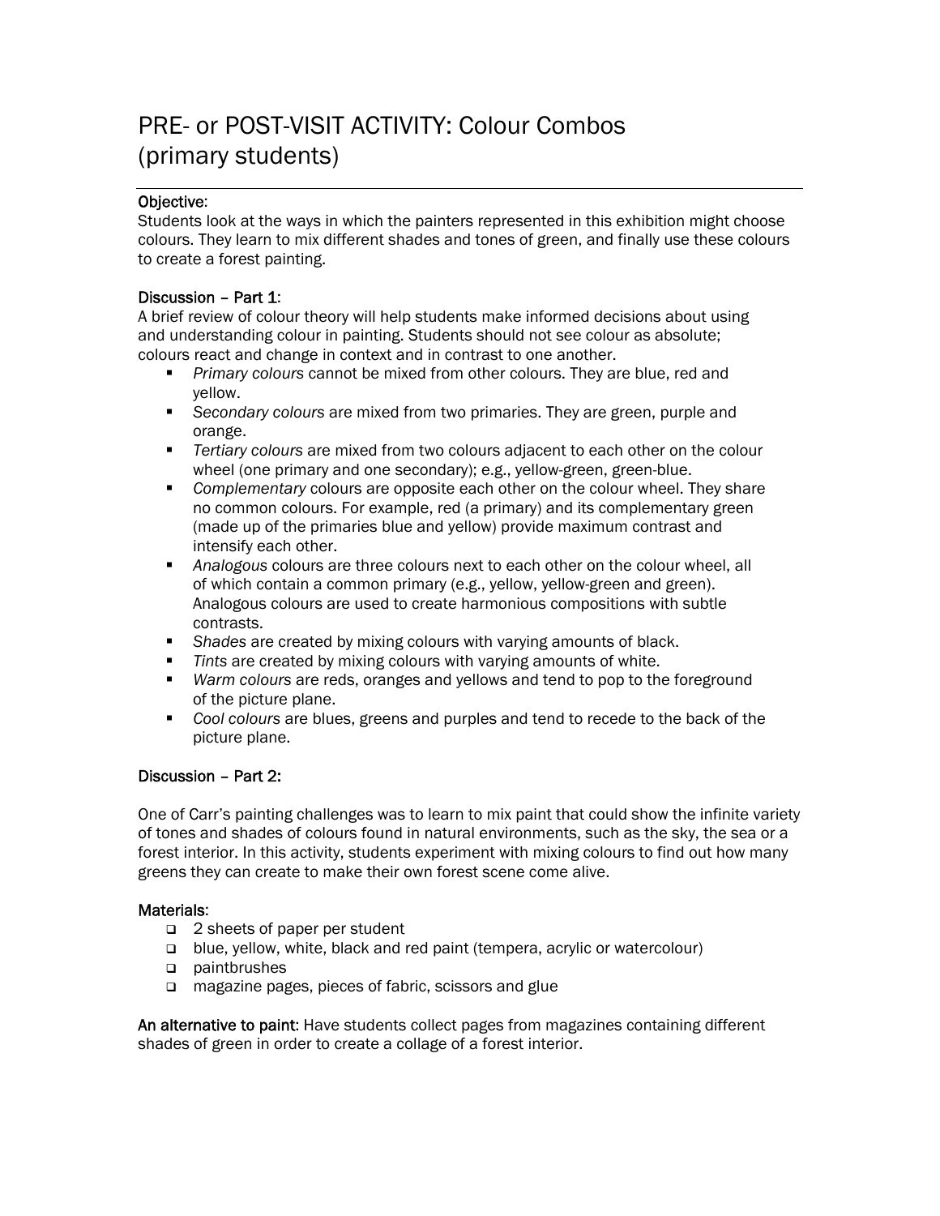# PRE- or POST-VISIT ACTIVITY: Colour Combos (primary students)

## Objective:

Students look at the ways in which the painters represented in this exhibition might choose colours. They learn to mix different shades and tones of green, and finally use these colours to create a forest painting.

## Discussion – Part 1:

A brief review of colour theory will help students make informed decisions about using and understanding colour in painting. Students should not see colour as absolute; colours react and change in context and in contrast to one another.

- *Primary colours* cannot be mixed from other colours. They are blue, red and yellow.
- *Secondary colours* are mixed from two primaries. They are green, purple and orange.
- *Tertiary colours* are mixed from two colours adjacent to each other on the colour wheel (one primary and one secondary); e.g., yellow-green, green-blue.
- *Complementary* colours are opposite each other on the colour wheel. They share no common colours. For example, red (a primary) and its complementary green (made up of the primaries blue and yellow) provide maximum contrast and intensify each other.
- *Analogous* colours are three colours next to each other on the colour wheel, all of which contain a common primary (e.g., yellow, yellow-green and green). Analogous colours are used to create harmonious compositions with subtle contrasts.
- *Shades* are created by mixing colours with varying amounts of black.
- *Tints* are created by mixing colours with varying amounts of white.
- *Warm colours* are reds, oranges and yellows and tend to pop to the foreground of the picture plane.
- *Cool colours* are blues, greens and purples and tend to recede to the back of the picture plane.

## Discussion – Part 2:

One of Carr's painting challenges was to learn to mix paint that could show the infinite variety of tones and shades of colours found in natural environments, such as the sky, the sea or a forest interior. In this activity, students experiment with mixing colours to find out how many greens they can create to make their own forest scene come alive.

## Materials:

- 2 sheets of paper per student
- blue, yellow, white, black and red paint (tempera, acrylic or watercolour)
- paintbrushes
- magazine pages, pieces of fabric, scissors and glue

An alternative to paint: Have students collect pages from magazines containing different shades of green in order to create a collage of a forest interior.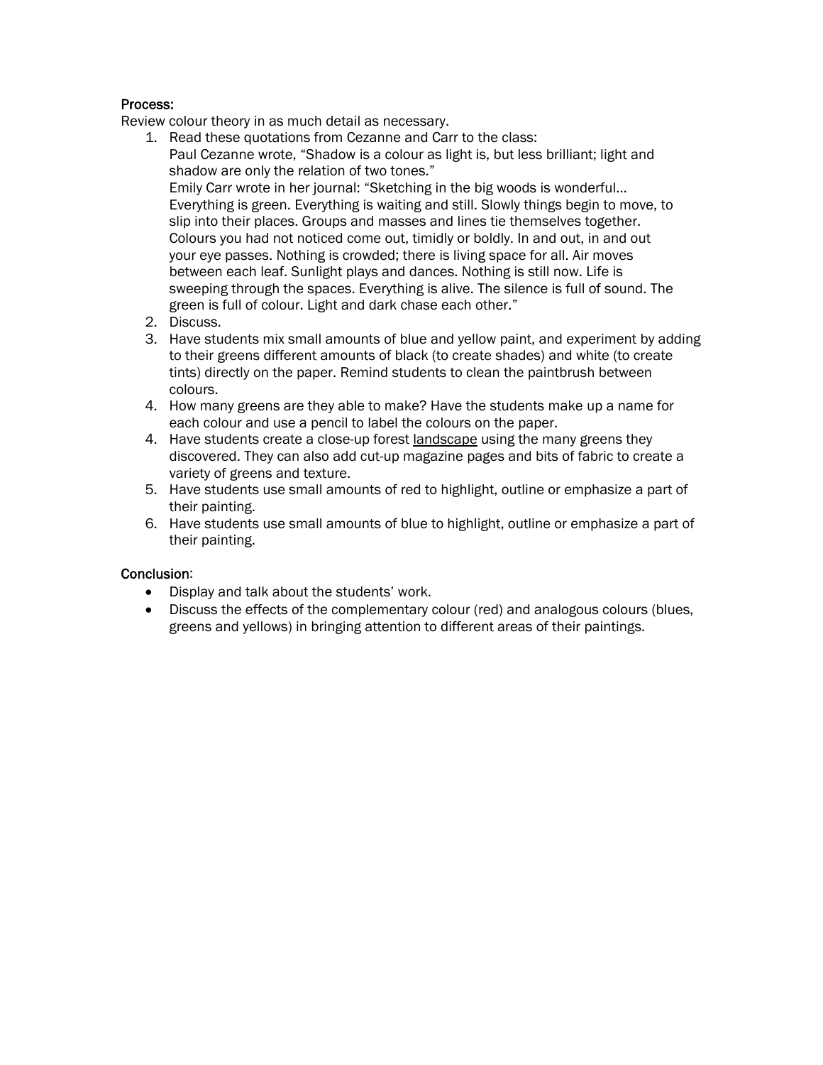**Process:**

Review colour theory in as much detail as necessary.

1. Read these quotations from Cezanne and Carr to the class:
   Paul Cezanne wrote, "Shadow is a colour as light is, but less brilliant; light and shadow are only the relation of two tones."
   Emily Carr wrote in her journal: "Sketching in the big woods is wonderful… Everything is green. Everything is waiting and still. Slowly things begin to move, to slip into their places. Groups and masses and lines tie themselves together. Colours you had not noticed come out, timidly or boldly. In and out, in and out your eye passes. Nothing is crowded; there is living space for all. Air moves between each leaf. Sunlight plays and dances. Nothing is still now. Life is sweeping through the spaces. Everything is alive. The silence is full of sound. The green is full of colour. Light and dark chase each other."
2. Discuss.
3. Have students mix small amounts of blue and yellow paint, and experiment by adding to their greens different amounts of black (to create shades) and white (to create tints) directly on the paper. Remind students to clean the paintbrush between colours.
4. How many greens are they able to make? Have the students make up a name for each colour and use a pencil to label the colours on the paper.
4. Have students create a close-up forest landscape using the many greens they discovered. They can also add cut-up magazine pages and bits of fabric to create a variety of greens and texture.
5. Have students use small amounts of red to highlight, outline or emphasize a part of their painting.
6. Have students use small amounts of blue to highlight, outline or emphasize a part of their painting.

**Conclusion:**

- Display and talk about the students' work.
- Discuss the effects of the complementary colour (red) and analogous colours (blues, greens and yellows) in bringing attention to different areas of their paintings.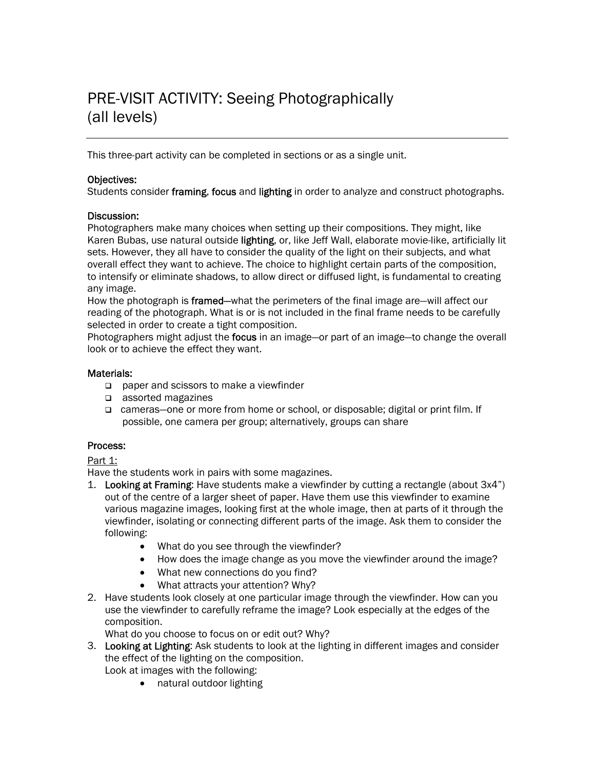# PRE-VISIT ACTIVITY: Seeing Photographically (all levels)

---

This three-part activity can be completed in sections or as a single unit.

**Objectives:**
Students consider **framing**, **focus** and **lighting** in order to analyze and construct photographs.

**Discussion:**
Photographers make many choices when setting up their compositions. They might, like Karen Bubas, use natural outside **lighting**, or, like Jeff Wall, elaborate movie-like, artificially lit sets. However, they all have to consider the quality of the light on their subjects, and what overall effect they want to achieve. The choice to highlight certain parts of the composition, to intensify or eliminate shadows, to allow direct or diffused light, is fundamental to creating any image.
How the photograph is **framed**—what the perimeters of the final image are—will affect our reading of the photograph. What is or is not included in the final frame needs to be carefully selected in order to create a tight composition.
Photographers might adjust the **focus** in an image—or part of an image—to change the overall look or to achieve the effect they want.

**Materials:**

- paper and scissors to make a viewfinder
- assorted magazines
- cameras—one or more from home or school, or disposable; digital or print film. If possible, one camera per group; alternatively, groups can share

**Process:**

Part 1:
Have the students work in pairs with some magazines.

1. **Looking at Framing**: Have students make a viewfinder by cutting a rectangle (about 3x4") out of the centre of a larger sheet of paper. Have them use this viewfinder to examine various magazine images, looking first at the whole image, then at parts of it through the viewfinder, isolating or connecting different parts of the image. Ask them to consider the following:
   - What do you see through the viewfinder?
   - How does the image change as you move the viewfinder around the image?
   - What new connections do you find?
   - What attracts your attention? Why?
2. Have students look closely at one particular image through the viewfinder. How can you use the viewfinder to carefully reframe the image? Look especially at the edges of the composition.
   What do you choose to focus on or edit out? Why?
3. **Looking at Lighting**: Ask students to look at the lighting in different images and consider the effect of the lighting on the composition.
   Look at images with the following:
   - natural outdoor lighting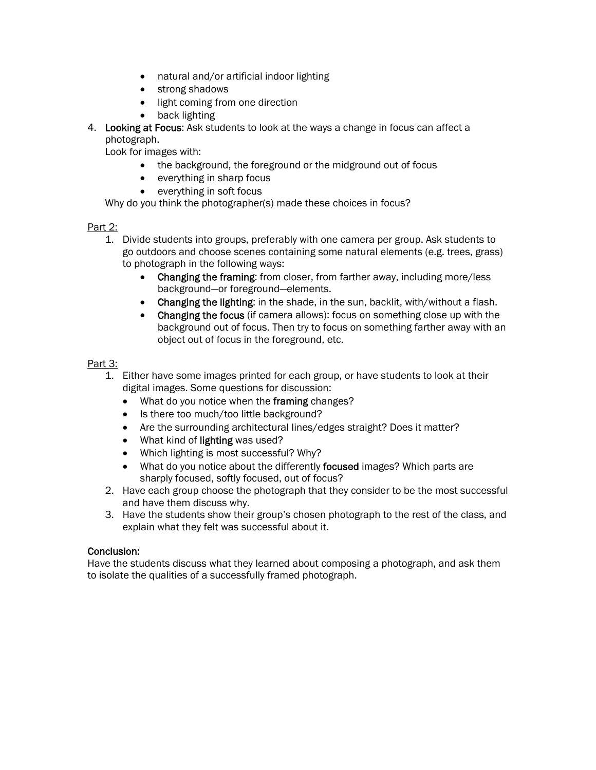- natural and/or artificial indoor lighting
- strong shadows
- light coming from one direction
- back lighting

4. **Looking at Focus**: Ask students to look at the ways a change in focus can affect a photograph.
   Look for images with:
   - the background, the foreground or the midground out of focus
   - everything in sharp focus
   - everything in soft focus

   Why do you think the photographer(s) made these choices in focus?

Part 2:

1. Divide students into groups, preferably with one camera per group. Ask students to go outdoors and choose scenes containing some natural elements (e.g. trees, grass) to photograph in the following ways:
   - **Changing the framing**: from closer, from farther away, including more/less background—or foreground—elements.
   - **Changing the lighting**: in the shade, in the sun, backlit, with/without a flash.
   - **Changing the focus** (if camera allows): focus on something close up with the background out of focus. Then try to focus on something farther away with an object out of focus in the foreground, etc.

Part 3:

1. Either have some images printed for each group, or have students to look at their digital images. Some questions for discussion:
   - What do you notice when the **framing** changes?
   - Is there too much/too little background?
   - Are the surrounding architectural lines/edges straight? Does it matter?
   - What kind of **lighting** was used?
   - Which lighting is most successful? Why?
   - What do you notice about the differently **focused** images? Which parts are sharply focused, softly focused, out of focus?
2. Have each group choose the photograph that they consider to be the most successful and have them discuss why.
3. Have the students show their group's chosen photograph to the rest of the class, and explain what they felt was successful about it.

**Conclusion:**

Have the students discuss what they learned about composing a photograph, and ask them to isolate the qualities of a successfully framed photograph.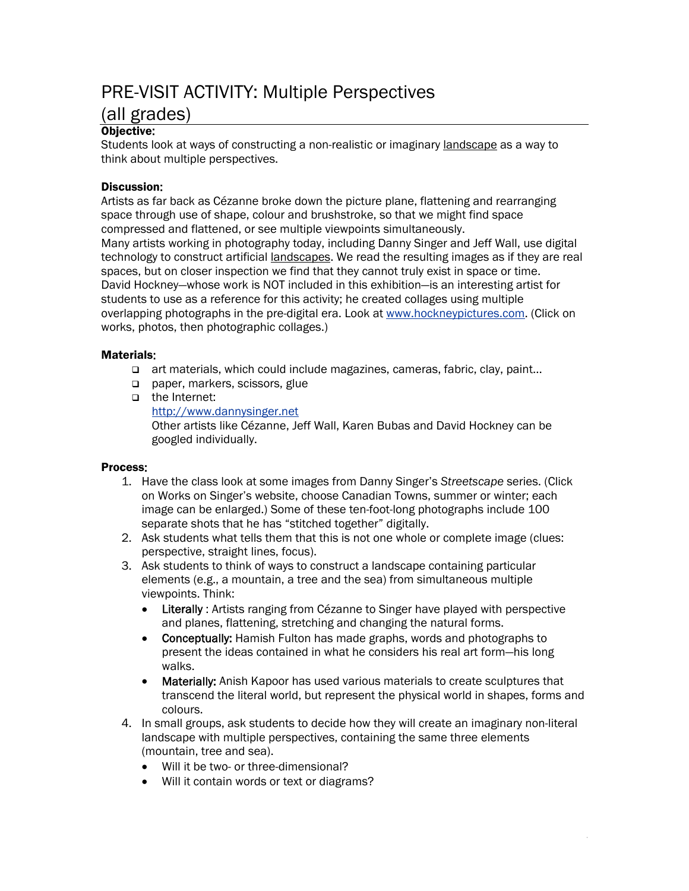# PRE-VISIT ACTIVITY: Multiple Perspectives (all grades)

**Objective:**

Students look at ways of constructing a non-realistic or imaginary landscape as a way to think about multiple perspectives.

**Discussion:**

Artists as far back as Cézanne broke down the picture plane, flattening and rearranging space through use of shape, colour and brushstroke, so that we might find space compressed and flattened, or see multiple viewpoints simultaneously.

Many artists working in photography today, including Danny Singer and Jeff Wall, use digital technology to construct artificial landscapes. We read the resulting images as if they are real spaces, but on closer inspection we find that they cannot truly exist in space or time.

David Hockney—whose work is NOT included in this exhibition—is an interesting artist for students to use as a reference for this activity; he created collages using multiple overlapping photographs in the pre-digital era. Look at www.hockneypictures.com. (Click on works, photos, then photographic collages.)

**Materials:**

- art materials, which could include magazines, cameras, fabric, clay, paint…
- paper, markers, scissors, glue
- the Internet:
  http://www.dannysinger.net
  Other artists like Cézanne, Jeff Wall, Karen Bubas and David Hockney can be googled individually.

**Process:**

1. Have the class look at some images from Danny Singer's *Streetscape* series. (Click on Works on Singer's website, choose Canadian Towns, summer or winter; each image can be enlarged.) Some of these ten-foot-long photographs include 100 separate shots that he has "stitched together" digitally.
2. Ask students what tells them that this is not one whole or complete image (clues: perspective, straight lines, focus).
3. Ask students to think of ways to construct a landscape containing particular elements (e.g., a mountain, a tree and the sea) from simultaneous multiple viewpoints. Think:
   - **Literally** : Artists ranging from Cézanne to Singer have played with perspective and planes, flattening, stretching and changing the natural forms.
   - **Conceptually:** Hamish Fulton has made graphs, words and photographs to present the ideas contained in what he considers his real art form—his long walks.
   - **Materially:** Anish Kapoor has used various materials to create sculptures that transcend the literal world, but represent the physical world in shapes, forms and colours.
4. In small groups, ask students to decide how they will create an imaginary non-literal landscape with multiple perspectives, containing the same three elements (mountain, tree and sea).
   - Will it be two- or three-dimensional?
   - Will it contain words or text or diagrams?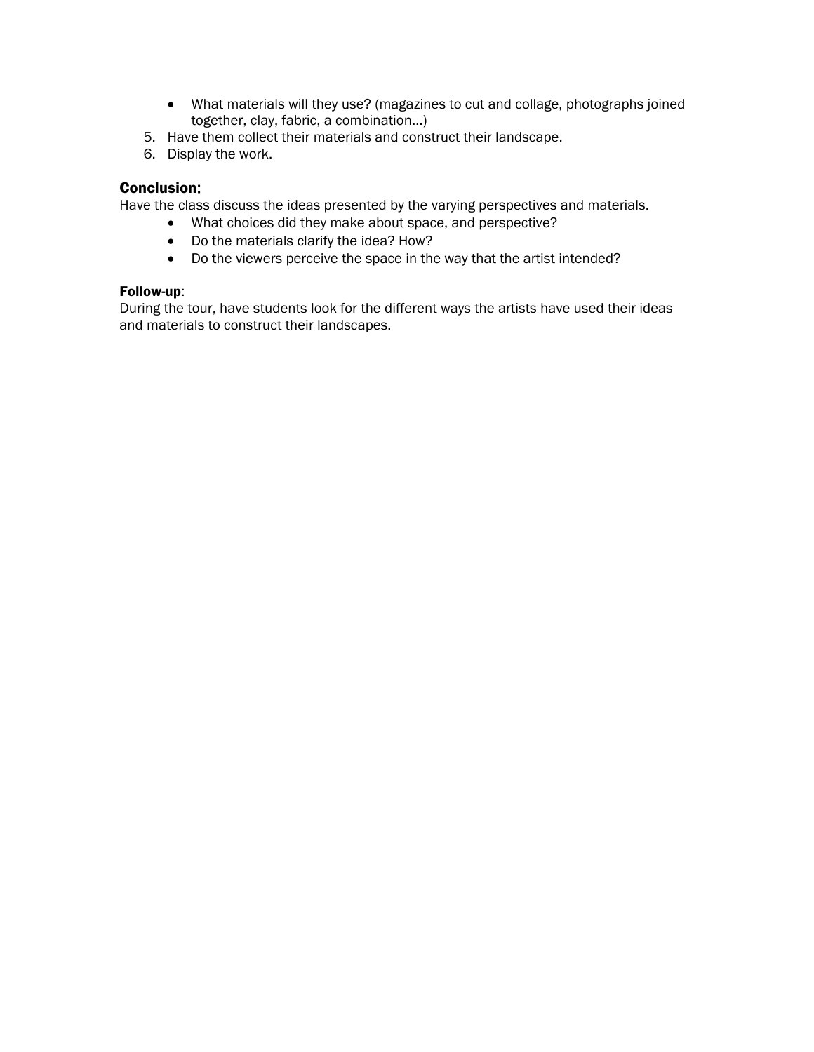- What materials will they use? (magazines to cut and collage, photographs joined together, clay, fabric, a combination...)

5. Have them collect their materials and construct their landscape.
6. Display the work.

### Conclusion:

Have the class discuss the ideas presented by the varying perspectives and materials.

- What choices did they make about space, and perspective?
- Do the materials clarify the idea? How?
- Do the viewers perceive the space in the way that the artist intended?

**Follow-up**:
During the tour, have students look for the different ways the artists have used their ideas and materials to construct their landscapes.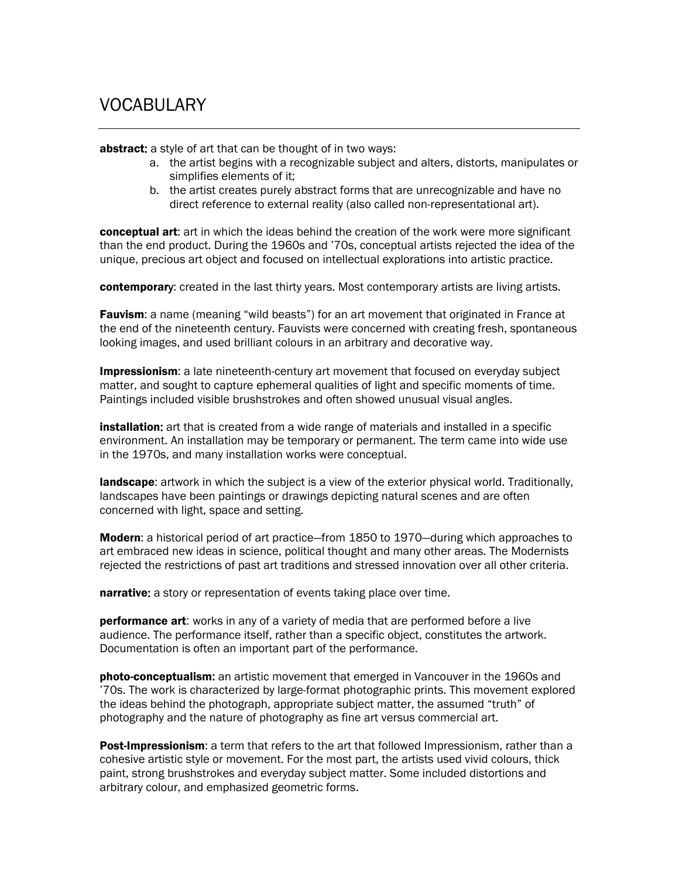# VOCABULARY

**abstract**: a style of art that can be thought of in two ways:

a. the artist begins with a recognizable subject and alters, distorts, manipulates or simplifies elements of it;
b. the artist creates purely abstract forms that are unrecognizable and have no direct reference to external reality (also called non-representational art).

**conceptual art**: art in which the ideas behind the creation of the work were more significant than the end product. During the 1960s and '70s, conceptual artists rejected the idea of the unique, precious art object and focused on intellectual explorations into artistic practice.

**contemporary**: created in the last thirty years. Most contemporary artists are living artists.

**Fauvism**: a name (meaning "wild beasts") for an art movement that originated in France at the end of the nineteenth century. Fauvists were concerned with creating fresh, spontaneous looking images, and used brilliant colours in an arbitrary and decorative way.

**Impressionism**: a late nineteenth-century art movement that focused on everyday subject matter, and sought to capture ephemeral qualities of light and specific moments of time. Paintings included visible brushstrokes and often showed unusual visual angles.

**installation**: art that is created from a wide range of materials and installed in a specific environment. An installation may be temporary or permanent. The term came into wide use in the 1970s, and many installation works were conceptual.

**landscape**: artwork in which the subject is a view of the exterior physical world. Traditionally, landscapes have been paintings or drawings depicting natural scenes and are often concerned with light, space and setting.

**Modern**: a historical period of art practice—from 1850 to 1970—during which approaches to art embraced new ideas in science, political thought and many other areas. The Modernists rejected the restrictions of past art traditions and stressed innovation over all other criteria.

**narrative**: a story or representation of events taking place over time.

**performance art**: works in any of a variety of media that are performed before a live audience. The performance itself, rather than a specific object, constitutes the artwork. Documentation is often an important part of the performance.

**photo-conceptualism**: an artistic movement that emerged in Vancouver in the 1960s and '70s. The work is characterized by large-format photographic prints. This movement explored the ideas behind the photograph, appropriate subject matter, the assumed "truth" of photography and the nature of photography as fine art versus commercial art.

**Post-Impressionism**: a term that refers to the art that followed Impressionism, rather than a cohesive artistic style or movement. For the most part, the artists used vivid colours, thick paint, strong brushstrokes and everyday subject matter. Some included distortions and arbitrary colour, and emphasized geometric forms.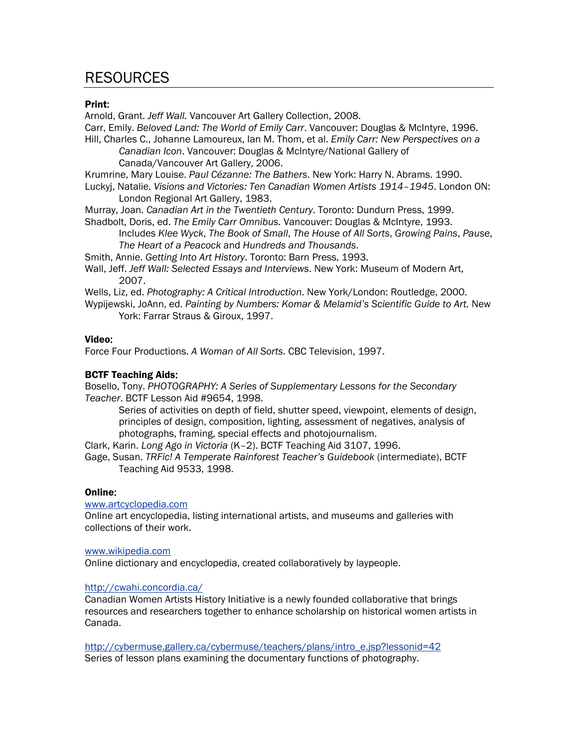# RESOURCES

**Print:**

Arnold, Grant. *Jeff Wall.* Vancouver Art Gallery Collection, 2008.

Carr, Emily. *Beloved Land: The World of Emily Carr*. Vancouver: Douglas & McIntyre, 1996.

Hill, Charles C., Johanne Lamoureux, Ian M. Thom, et al. *Emily Carr: New Perspectives on a Canadian Icon*. Vancouver: Douglas & McIntyre/National Gallery of Canada/Vancouver Art Gallery, 2006.

Krumrine, Mary Louise. *Paul Cézanne: The Bathers*. New York: Harry N. Abrams. 1990.

Luckyj, Natalie. *Visions and Victories: Ten Canadian Women Artists 1914–1945*. London ON: London Regional Art Gallery, 1983.

Murray, Joan. *Canadian Art in the Twentieth Century*. Toronto: Dundurn Press, 1999.

Shadbolt, Doris, ed. *The Emily Carr Omnibus.* Vancouver: Douglas & McIntyre, 1993. Includes *Klee Wyck*, *The Book of Small*, *The House of All Sorts*, *Growing Pains*, *Pause*, *The Heart of a Peacock* and *Hundreds and Thousands*.

Smith, Annie. *Getting Into Art History*. Toronto: Barn Press, 1993.

Wall, Jeff. *Jeff Wall: Selected Essays and Interviews*. New York: Museum of Modern Art, 2007.

Wells, Liz, ed. *Photography: A Critical Introduction*. New York/London: Routledge, 2000.

Wypijewski, JoAnn, ed. *Painting by Numbers: Komar & Melamid's Scientific Guide to Art.* New York: Farrar Straus & Giroux, 1997.

**Video:**

Force Four Productions. *A Woman of All Sorts*. CBC Television, 1997.

**BCTF Teaching Aids:**

Bosello, Tony. *PHOTOGRAPHY: A Series of Supplementary Lessons for the Secondary Teacher*. BCTF Lesson Aid #9654, 1998.

Series of activities on depth of field, shutter speed, viewpoint, elements of design, principles of design, composition, lighting, assessment of negatives, analysis of photographs, framing, special effects and photojournalism.

Clark, Karin. *Long Ago in Victoria* (K–2). BCTF Teaching Aid 3107, 1996.

Gage, Susan. *TRFic! A Temperate Rainforest Teacher's Guidebook* (intermediate), BCTF Teaching Aid 9533, 1998.

**Online:**

www.artcyclopedia.com

Online art encyclopedia, listing international artists, and museums and galleries with collections of their work.

www.wikipedia.com

Online dictionary and encyclopedia, created collaboratively by laypeople.

http://cwahi.concordia.ca/

Canadian Women Artists History Initiative is a newly founded collaborative that brings resources and researchers together to enhance scholarship on historical women artists in Canada.

http://cybermuse.gallery.ca/cybermuse/teachers/plans/intro_e.jsp?lessonid=42

Series of lesson plans examining the documentary functions of photography.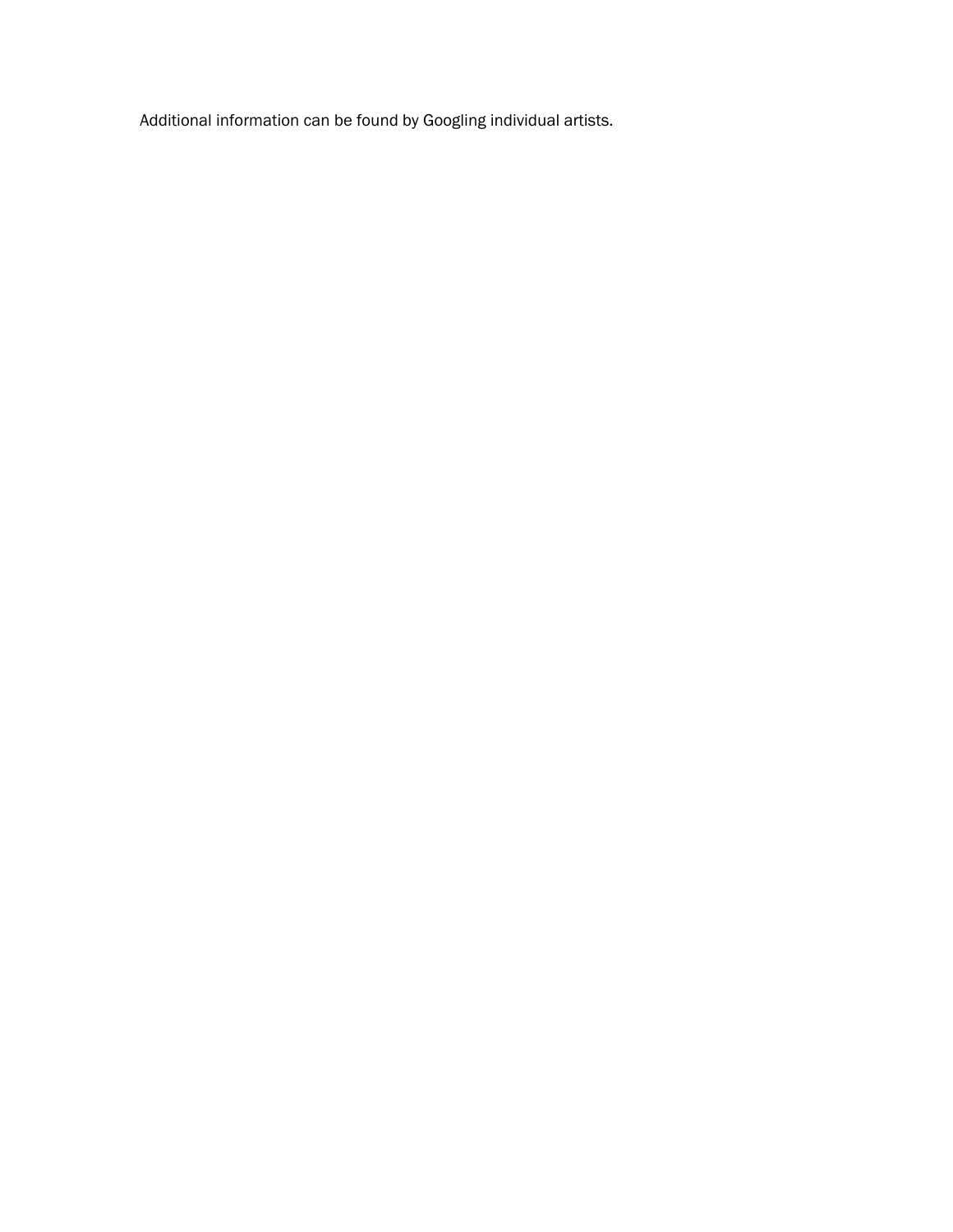Additional information can be found by Googling individual artists.